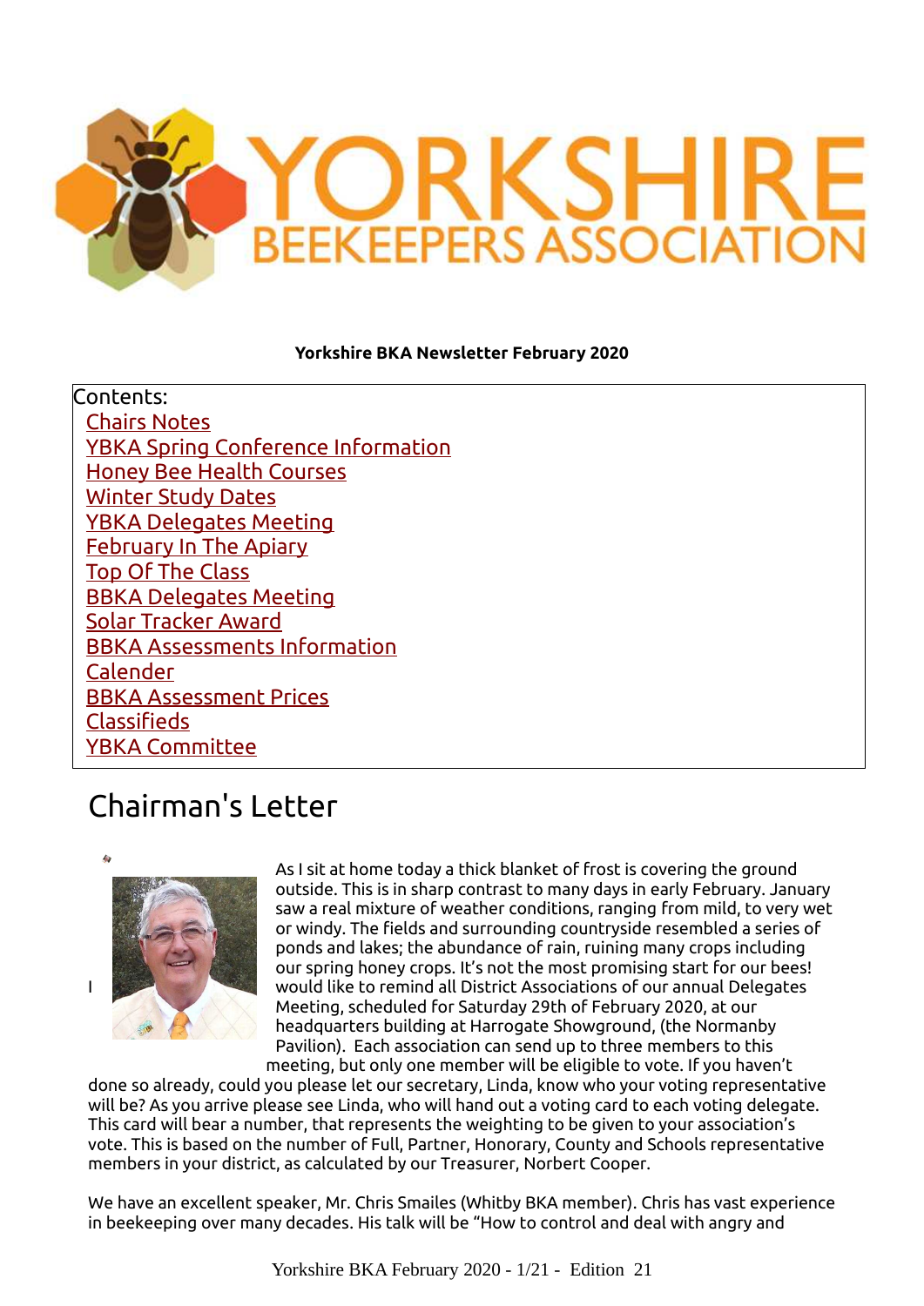**Yorkshire BKA Newsletter February 2020**

Contents:

- Chairs Notes
- YBKA Spring Conference Information
- Honey Bee Health Courses
- Winter Study Dates
- YBKA Delegates Meeting
- February In The Apiary
- Top Of The Class
- BBKA Delegates Meeting
- Solar Tracker Award
- BBKA Assessments Information
- Calender
- BBKA Assessment Prices
- Classifieds
- YBKA Committee

# Chairman's Letter

As I sit at home today a thick blanket of frost is covering the ground outside. This is in sharp contrast to many days in early February. January saw a real mixture of weather conditions, ranging from mild, to very wet or windy. The fields and surrounding countryside resembled a series of ponds and lakes; the abundance of rain, ruining many crops including our spring honey crops. It's not the most promising start for our bees! I would like to remind all District Associations of our annual Delegates Meeting, scheduled for Saturday 29th of February 2020, at our headquarters building at Harrogate Showground, (the Normanby Pavilion). Each association can send up to three members to this meeting, but only one member will be eligible to vote. If you haven't done so already, could you please let our secretary, Linda, know who your voting representative will be? As you arrive please see Linda, who will hand out a voting card to each voting delegate. This card will bear a number, that represents the weighting to be given to your association's vote. This is based on the number of Full, Partner, Honorary, County and Schools representative members in your district, as calculated by our Treasurer, Norbert Cooper.

We have an excellent speaker, Mr. Chris Smailes (Whitby BKA member). Chris has vast experience in beekeeping over many decades. His talk will be "How to control and deal with angry and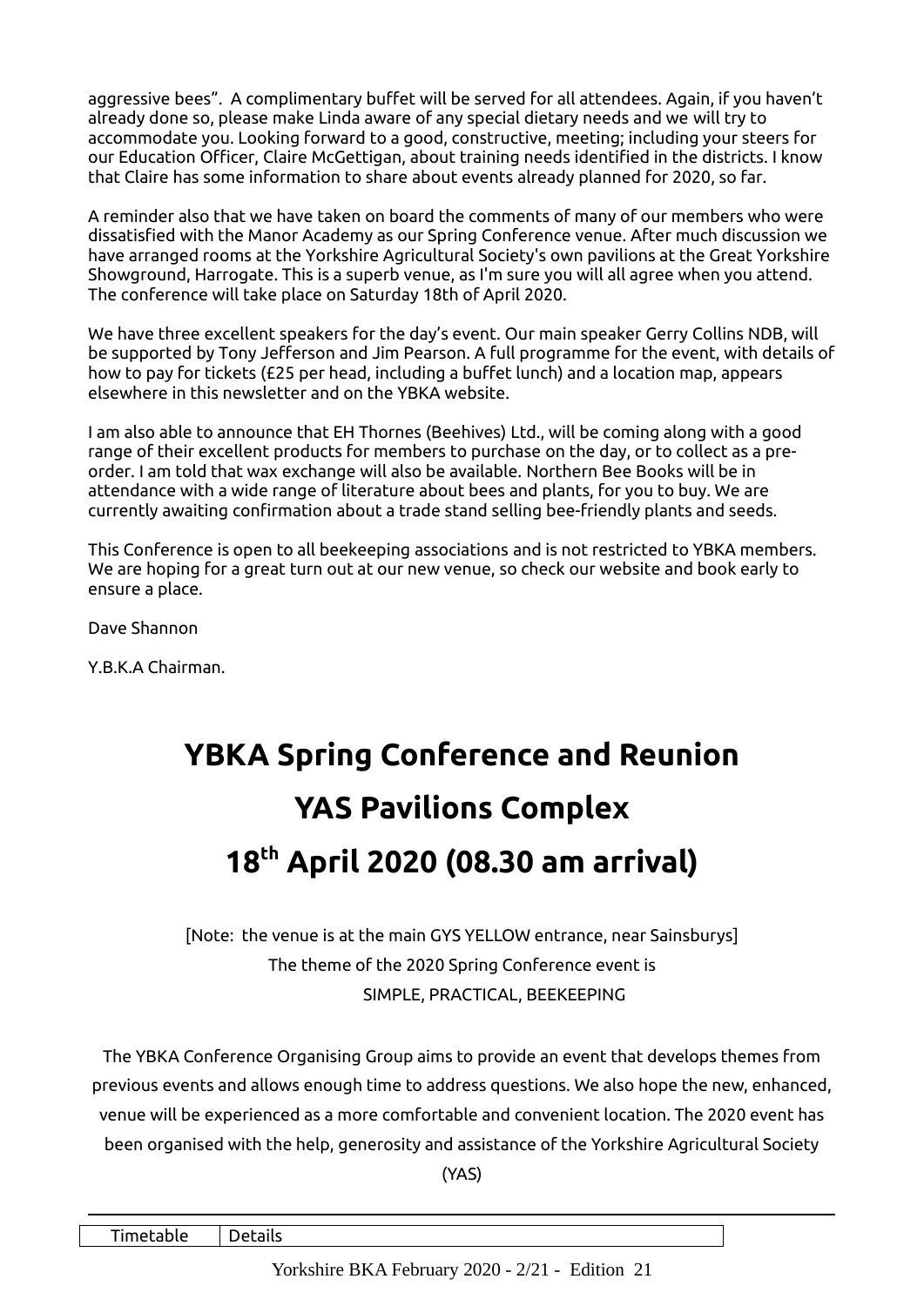aggressive bees". A complimentary buffet will be served for all attendees. Again, if you haven't already done so, please make Linda aware of any special dietary needs and we will try to accommodate you. Looking forward to a good, constructive, meeting; including your steers for our Education Officer, Claire McGettigan, about training needs identified in the districts. I know that Claire has some information to share about events already planned for 2020, so far.

A reminder also that we have taken on board the comments of many of our members who were dissatisfied with the Manor Academy as our Spring Conference venue. After much discussion we have arranged rooms at the Yorkshire Agricultural Society's own pavilions at the Great Yorkshire Showground, Harrogate. This is a superb venue, as I'm sure you will all agree when you attend. The conference will take place on Saturday 18th of April 2020.

We have three excellent speakers for the day's event. Our main speaker Gerry Collins NDB, will be supported by Tony Jefferson and Jim Pearson. A full programme for the event, with details of how to pay for tickets (£25 per head, including a buffet lunch) and a location map, appears elsewhere in this newsletter and on the YBKA website.

I am also able to announce that EH Thornes (Beehives) Ltd., will be coming along with a good range of their excellent products for members to purchase on the day, or to collect as a pre-order. I am told that wax exchange will also be available. Northern Bee Books will be in attendance with a wide range of literature about bees and plants, for you to buy. We are currently awaiting confirmation about a trade stand selling bee-friendly plants and seeds.

This Conference is open to all beekeeping associations and is not restricted to YBKA members. We are hoping for a great turn out at our new venue, so check our website and book early to ensure a place.

Dave Shannon

Y.B.K.A Chairman.

# YBKA Spring Conference and Reunion

# YAS Pavilions Complex

# 18th April 2020 (08.30 am arrival)

[Note: the venue is at the main GYS YELLOW entrance, near Sainsburys]

The theme of the 2020 Spring Conference event is

SIMPLE, PRACTICAL, BEEKEEPING

The YBKA Conference Organising Group aims to provide an event that develops themes from previous events and allows enough time to address questions. We also hope the new, enhanced, venue will be experienced as a more comfortable and convenient location. The 2020 event has been organised with the help, generosity and assistance of the Yorkshire Agricultural Society (YAS)

| Timetable | Details |
| --- | --- |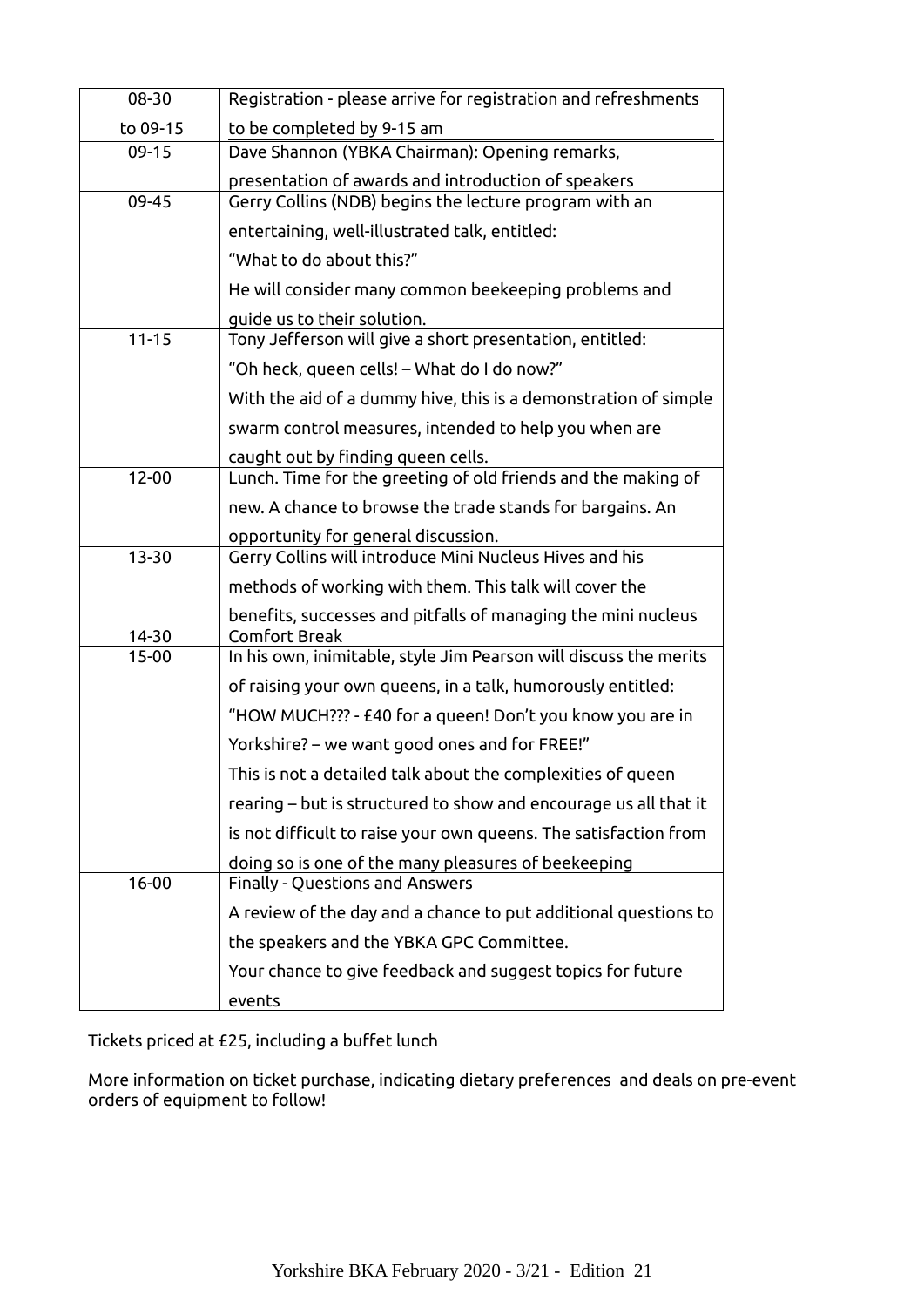| | |
|---|---|
| 08-30 to 09-15 | Registration - please arrive for registration and refreshments to be completed by 9-15 am |
| 09-15 | Dave Shannon (YBKA Chairman): Opening remarks, presentation of awards and introduction of speakers |
| 09-45 | Gerry Collins (NDB) begins the lecture program with an entertaining, well-illustrated talk, entitled: "What to do about this?" He will consider many common beekeeping problems and guide us to their solution. |
| 11-15 | Tony Jefferson will give a short presentation, entitled: "Oh heck, queen cells! – What do I do now?" With the aid of a dummy hive, this is a demonstration of simple swarm control measures, intended to help you when are caught out by finding queen cells. |
| 12-00 | Lunch. Time for the greeting of old friends and the making of new. A chance to browse the trade stands for bargains. An opportunity for general discussion. |
| 13-30 | Gerry Collins will introduce Mini Nucleus Hives and his methods of working with them. This talk will cover the benefits, successes and pitfalls of managing the mini nucleus |
| 14-30 | Comfort Break |
| 15-00 | In his own, inimitable, style Jim Pearson will discuss the merits of raising your own queens, in a talk, humorously entitled: "HOW MUCH??? - £40 for a queen! Don't you know you are in Yorkshire? – we want good ones and for FREE!" This is not a detailed talk about the complexities of queen rearing – but is structured to show and encourage us all that it is not difficult to raise your own queens. The satisfaction from doing so is one of the many pleasures of beekeeping |
| 16-00 | Finally - Questions and Answers A review of the day and a chance to put additional questions to the speakers and the YBKA GPC Committee. Your chance to give feedback and suggest topics for future events |

Tickets priced at £25, including a buffet lunch

More information on ticket purchase, indicating dietary preferences and deals on pre-event orders of equipment to follow!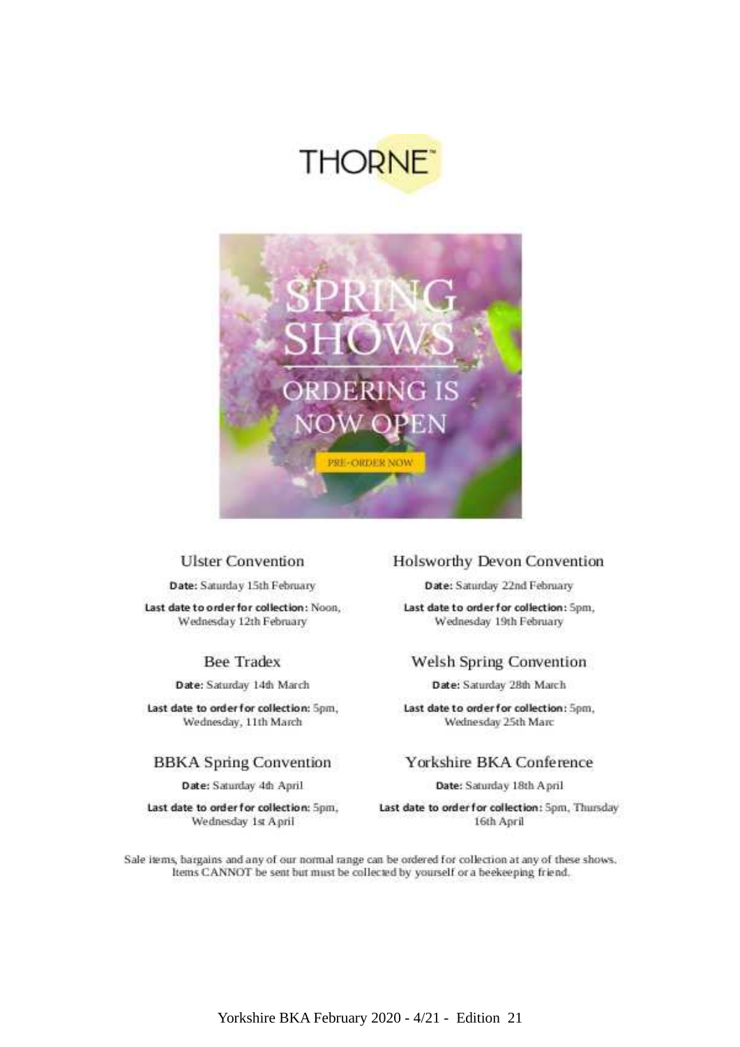# THORNE™

SPRING SHOWS

ORDERING IS NOW OPEN

PRE-ORDER NOW

### Ulster Convention

**Date:** Saturday 15th February

**Last date to order for collection:** Noon, Wednesday 12th February

### Holsworthy Devon Convention

**Date:** Saturday 22nd February

**Last date to order for collection:** 5pm, Wednesday 19th February

### Bee Tradex

**Date:** Saturday 14th March

**Last date to order for collection:** 5pm, Wednesday, 11th March

### Welsh Spring Convention

**Date:** Saturday 28th March

**Last date to order for collection:** 5pm, Wednesday 25th Marc

### BBKA Spring Convention

**Date:** Saturday 4th April

**Last date to order for collection:** 5pm, Wednesday 1st April

### Yorkshire BKA Conference

**Date:** Saturday 18th April

**Last date to order for collection:** 5pm, Thursday 16th April

Sale items, bargains and any of our normal range can be ordered for collection at any of these shows. Items CANNOT be sent but must be collected by yourself or a beekeeping friend.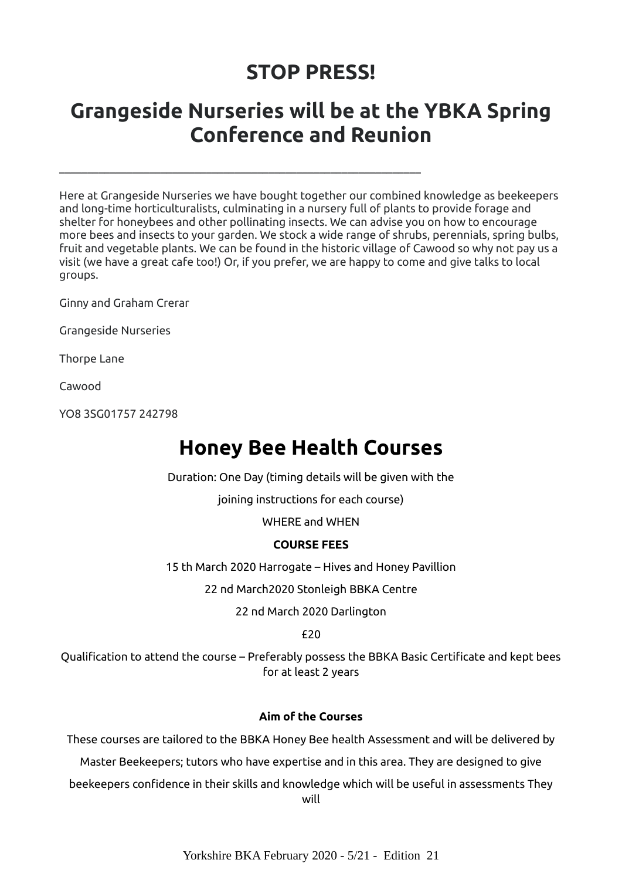# STOP PRESS!

# Grangeside Nurseries will be at the YBKA Spring Conference and Reunion

---

Here at Grangeside Nurseries we have bought together our combined knowledge as beekeepers and long-time horticulturalists, culminating in a nursery full of plants to provide forage and shelter for honeybees and other pollinating insects. We can advise you on how to encourage more bees and insects to your garden. We stock a wide range of shrubs, perennials, spring bulbs, fruit and vegetable plants. We can be found in the historic village of Cawood so why not pay us a visit (we have a great cafe too!) Or, if you prefer, we are happy to come and give talks to local groups.

Ginny and Graham Crerar

Grangeside Nurseries

Thorpe Lane

Cawood

YO8 3SG01757 242798

# Honey Bee Health Courses

Duration: One Day (timing details will be given with the

joining instructions for each course)

WHERE and WHEN

**COURSE FEES**

15 th March 2020 Harrogate – Hives and Honey Pavillion

22 nd March2020 Stonleigh BBKA Centre

22 nd March 2020 Darlington

£20

Qualification to attend the course – Preferably possess the BBKA Basic Certificate and kept bees for at least 2 years

**Aim of the Courses**

These courses are tailored to the BBKA Honey Bee health Assessment and will be delivered by

Master Beekeepers; tutors who have expertise and in this area. They are designed to give

beekeepers confidence in their skills and knowledge which will be useful in assessments They will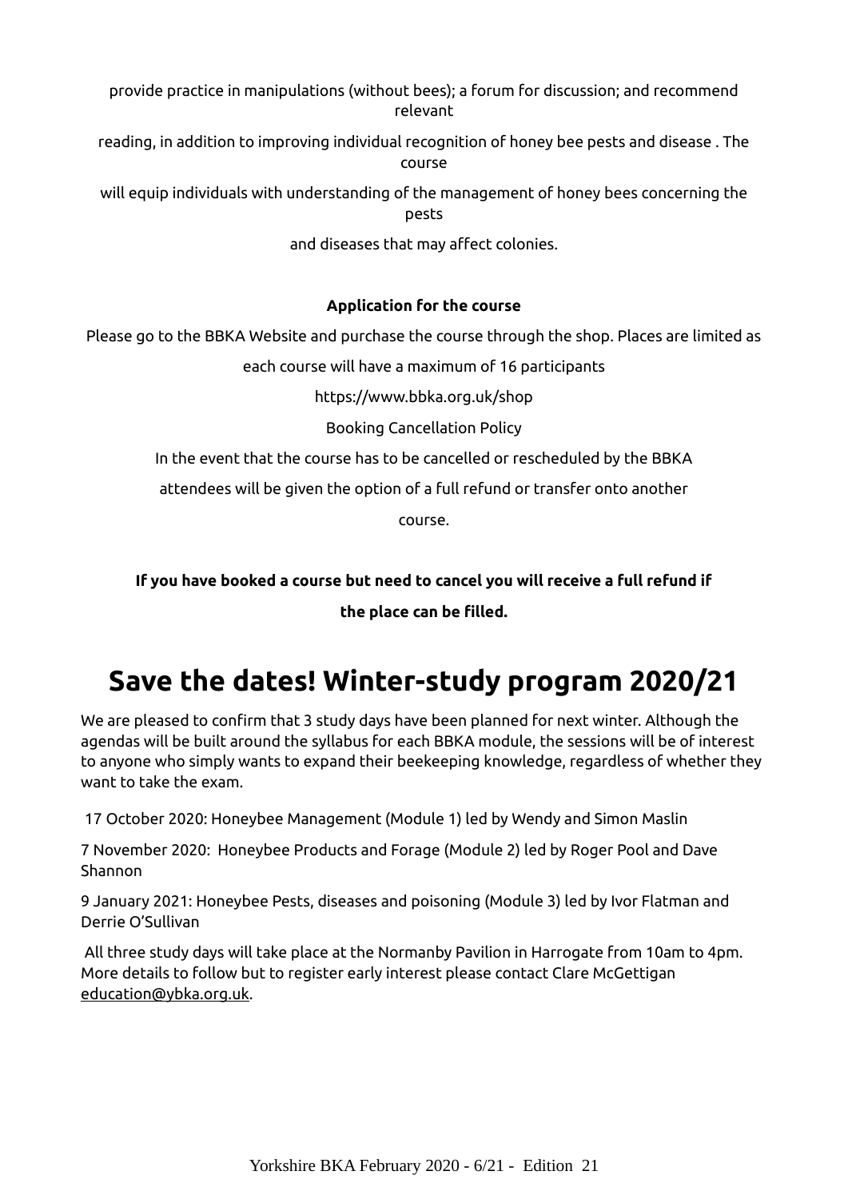provide practice in manipulations (without bees); a forum for discussion; and recommend relevant reading, in addition to improving individual recognition of honey bee pests and disease . The course will equip individuals with understanding of the management of honey bees concerning the pests and diseases that may affect colonies.

**Application for the course**

Please go to the BBKA Website and purchase the course through the shop. Places are limited as each course will have a maximum of 16 participants

https://www.bbka.org.uk/shop

Booking Cancellation Policy

In the event that the course has to be cancelled or rescheduled by the BBKA attendees will be given the option of a full refund or transfer onto another course.

**If you have booked a course but need to cancel you will receive a full refund if the place can be filled.**

# Save the dates! Winter-study program 2020/21

We are pleased to confirm that 3 study days have been planned for next winter. Although the agendas will be built around the syllabus for each BBKA module, the sessions will be of interest to anyone who simply wants to expand their beekeeping knowledge, regardless of whether they want to take the exam.

17 October 2020: Honeybee Management (Module 1) led by Wendy and Simon Maslin

7 November 2020: Honeybee Products and Forage (Module 2) led by Roger Pool and Dave Shannon

9 January 2021: Honeybee Pests, diseases and poisoning (Module 3) led by Ivor Flatman and Derrie O'Sullivan

All three study days will take place at the Normanby Pavilion in Harrogate from 10am to 4pm. More details to follow but to register early interest please contact Clare McGettigan education@ybka.org.uk.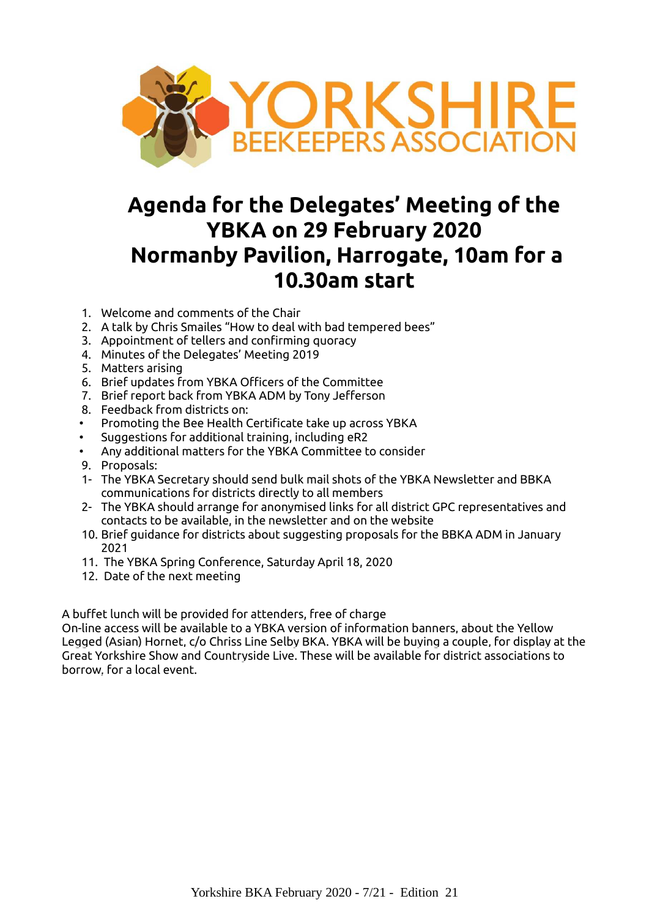# YORKSHIRE BEEKEEPERS ASSOCIATION

## Agenda for the Delegates' Meeting of the YBKA on 29 February 2020 Normanby Pavilion, Harrogate, 10am for a 10.30am start

1. Welcome and comments of the Chair
2. A talk by Chris Smailes "How to deal with bad tempered bees"
3. Appointment of tellers and confirming quoracy
4. Minutes of the Delegates' Meeting 2019
5. Matters arising
6. Brief updates from YBKA Officers of the Committee
7. Brief report back from YBKA ADM by Tony Jefferson
8. Feedback from districts on:
   - Promoting the Bee Health Certificate take up across YBKA
   - Suggestions for additional training, including eR2
   - Any additional matters for the YBKA Committee to consider
9. Proposals:
   1- The YBKA Secretary should send bulk mail shots of the YBKA Newsletter and BBKA communications for districts directly to all members
   2- The YBKA should arrange for anonymised links for all district GPC representatives and contacts to be available, in the newsletter and on the website
10. Brief guidance for districts about suggesting proposals for the BBKA ADM in January 2021
11. The YBKA Spring Conference, Saturday April 18, 2020
12. Date of the next meeting

A buffet lunch will be provided for attenders, free of charge
On-line access will be available to a YBKA version of information banners, about the Yellow Legged (Asian) Hornet, c/o Chriss Line Selby BKA. YBKA will be buying a couple, for display at the Great Yorkshire Show and Countryside Live. These will be available for district associations to borrow, for a local event.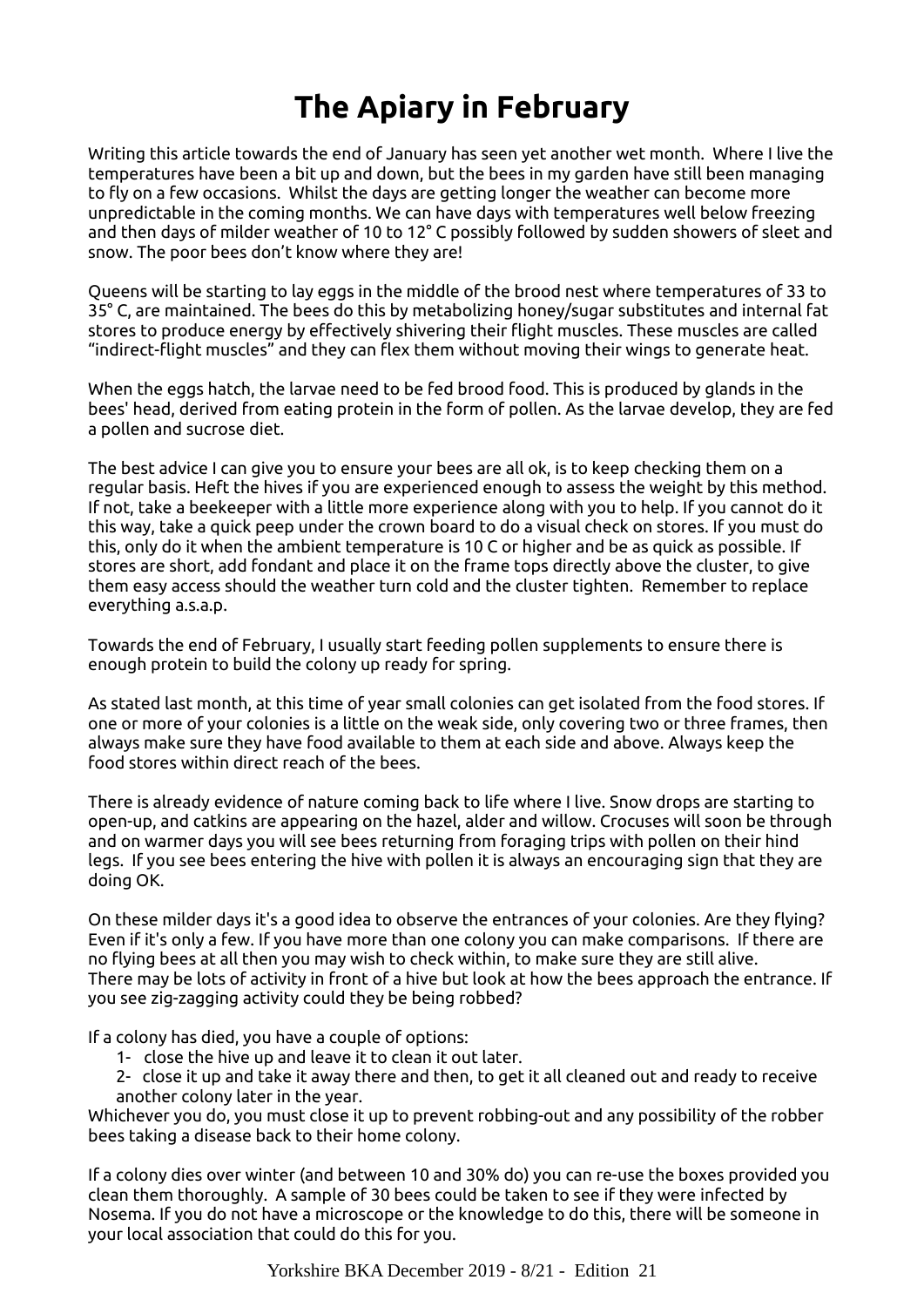# The Apiary in February

Writing this article towards the end of January has seen yet another wet month. Where I live the temperatures have been a bit up and down, but the bees in my garden have still been managing to fly on a few occasions. Whilst the days are getting longer the weather can become more unpredictable in the coming months. We can have days with temperatures well below freezing and then days of milder weather of 10 to 12° C possibly followed by sudden showers of sleet and snow. The poor bees don't know where they are!

Queens will be starting to lay eggs in the middle of the brood nest where temperatures of 33 to 35° C, are maintained. The bees do this by metabolizing honey/sugar substitutes and internal fat stores to produce energy by effectively shivering their flight muscles. These muscles are called "indirect-flight muscles" and they can flex them without moving their wings to generate heat.

When the eggs hatch, the larvae need to be fed brood food. This is produced by glands in the bees' head, derived from eating protein in the form of pollen. As the larvae develop, they are fed a pollen and sucrose diet.

The best advice I can give you to ensure your bees are all ok, is to keep checking them on a regular basis. Heft the hives if you are experienced enough to assess the weight by this method. If not, take a beekeeper with a little more experience along with you to help. If you cannot do it this way, take a quick peep under the crown board to do a visual check on stores. If you must do this, only do it when the ambient temperature is 10 C or higher and be as quick as possible. If stores are short, add fondant and place it on the frame tops directly above the cluster, to give them easy access should the weather turn cold and the cluster tighten. Remember to replace everything a.s.a.p.

Towards the end of February, I usually start feeding pollen supplements to ensure there is enough protein to build the colony up ready for spring.

As stated last month, at this time of year small colonies can get isolated from the food stores. If one or more of your colonies is a little on the weak side, only covering two or three frames, then always make sure they have food available to them at each side and above. Always keep the food stores within direct reach of the bees.

There is already evidence of nature coming back to life where I live. Snow drops are starting to open-up, and catkins are appearing on the hazel, alder and willow. Crocuses will soon be through and on warmer days you will see bees returning from foraging trips with pollen on their hind legs. If you see bees entering the hive with pollen it is always an encouraging sign that they are doing OK.

On these milder days it's a good idea to observe the entrances of your colonies. Are they flying? Even if it's only a few. If you have more than one colony you can make comparisons. If there are no flying bees at all then you may wish to check within, to make sure they are still alive. There may be lots of activity in front of a hive but look at how the bees approach the entrance. If you see zig-zagging activity could they be being robbed?

If a colony has died, you have a couple of options:

1- close the hive up and leave it to clean it out later.
2- close it up and take it away there and then, to get it all cleaned out and ready to receive another colony later in the year.

Whichever you do, you must close it up to prevent robbing-out and any possibility of the robber bees taking a disease back to their home colony.

If a colony dies over winter (and between 10 and 30% do) you can re-use the boxes provided you clean them thoroughly. A sample of 30 bees could be taken to see if they were infected by Nosema. If you do not have a microscope or the knowledge to do this, there will be someone in your local association that could do this for you.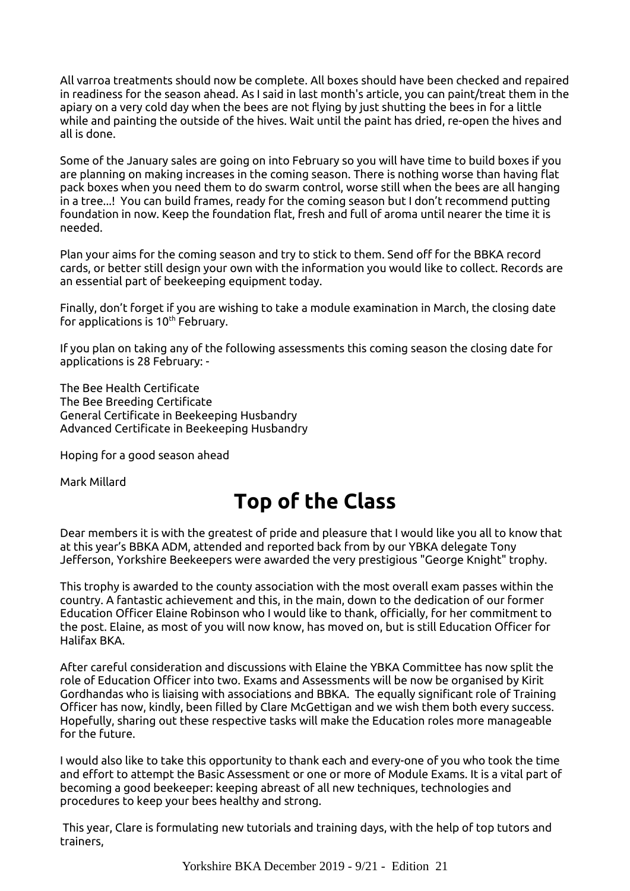All varroa treatments should now be complete. All boxes should have been checked and repaired in readiness for the season ahead. As I said in last month's article, you can paint/treat them in the apiary on a very cold day when the bees are not flying by just shutting the bees in for a little while and painting the outside of the hives. Wait until the paint has dried, re-open the hives and all is done.

Some of the January sales are going on into February so you will have time to build boxes if you are planning on making increases in the coming season. There is nothing worse than having flat pack boxes when you need them to do swarm control, worse still when the bees are all hanging in a tree...! You can build frames, ready for the coming season but I don't recommend putting foundation in now. Keep the foundation flat, fresh and full of aroma until nearer the time it is needed.

Plan your aims for the coming season and try to stick to them. Send off for the BBKA record cards, or better still design your own with the information you would like to collect. Records are an essential part of beekeeping equipment today.

Finally, don't forget if you are wishing to take a module examination in March, the closing date for applications is 10th February.

If you plan on taking any of the following assessments this coming season the closing date for applications is 28 February: -

The Bee Health Certificate
The Bee Breeding Certificate
General Certificate in Beekeeping Husbandry
Advanced Certificate in Beekeeping Husbandry

Hoping for a good season ahead

Mark Millard

# Top of the Class

Dear members it is with the greatest of pride and pleasure that I would like you all to know that at this year's BBKA ADM, attended and reported back from by our YBKA delegate Tony Jefferson, Yorkshire Beekeepers were awarded the very prestigious "George Knight" trophy.

This trophy is awarded to the county association with the most overall exam passes within the country. A fantastic achievement and this, in the main, down to the dedication of our former Education Officer Elaine Robinson who I would like to thank, officially, for her commitment to the post. Elaine, as most of you will now know, has moved on, but is still Education Officer for Halifax BKA.

After careful consideration and discussions with Elaine the YBKA Committee has now split the role of Education Officer into two. Exams and Assessments will be now be organised by Kirit Gordhandas who is liaising with associations and BBKA. The equally significant role of Training Officer has now, kindly, been filled by Clare McGettigan and we wish them both every success. Hopefully, sharing out these respective tasks will make the Education roles more manageable for the future.

I would also like to take this opportunity to thank each and every-one of you who took the time and effort to attempt the Basic Assessment or one or more of Module Exams. It is a vital part of becoming a good beekeeper: keeping abreast of all new techniques, technologies and procedures to keep your bees healthy and strong.

This year, Clare is formulating new tutorials and training days, with the help of top tutors and trainers,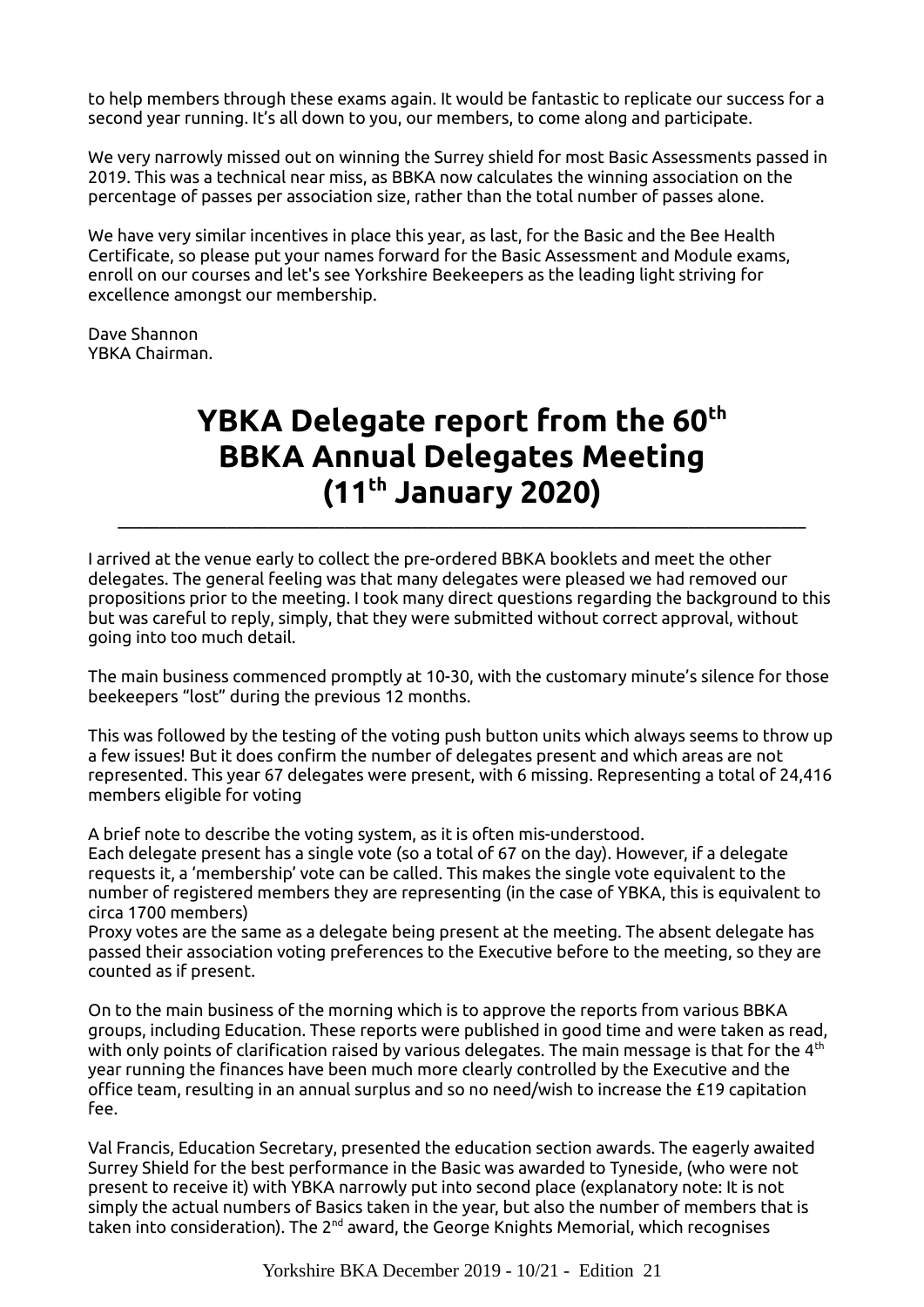to help members through these exams again. It would be fantastic to replicate our success for a second year running. It's all down to you, our members, to come along and participate.

We very narrowly missed out on winning the Surrey shield for most Basic Assessments passed in 2019. This was a technical near miss, as BBKA now calculates the winning association on the percentage of passes per association size, rather than the total number of passes alone.

We have very similar incentives in place this year, as last, for the Basic and the Bee Health Certificate, so please put your names forward for the Basic Assessment and Module exams, enroll on our courses and let's see Yorkshire Beekeepers as the leading light striving for excellence amongst our membership.

Dave Shannon
YBKA Chairman.

# YBKA Delegate report from the 60th BBKA Annual Delegates Meeting (11th January 2020)

I arrived at the venue early to collect the pre-ordered BBKA booklets and meet the other delegates. The general feeling was that many delegates were pleased we had removed our propositions prior to the meeting. I took many direct questions regarding the background to this but was careful to reply, simply, that they were submitted without correct approval, without going into too much detail.

The main business commenced promptly at 10-30, with the customary minute's silence for those beekeepers "lost" during the previous 12 months.

This was followed by the testing of the voting push button units which always seems to throw up a few issues! But it does confirm the number of delegates present and which areas are not represented. This year 67 delegates were present, with 6 missing. Representing a total of 24,416 members eligible for voting

A brief note to describe the voting system, as it is often mis-understood.
Each delegate present has a single vote (so a total of 67 on the day). However, if a delegate requests it, a 'membership' vote can be called. This makes the single vote equivalent to the number of registered members they are representing (in the case of YBKA, this is equivalent to circa 1700 members)
Proxy votes are the same as a delegate being present at the meeting. The absent delegate has passed their association voting preferences to the Executive before to the meeting, so they are counted as if present.

On to the main business of the morning which is to approve the reports from various BBKA groups, including Education. These reports were published in good time and were taken as read, with only points of clarification raised by various delegates. The main message is that for the 4th year running the finances have been much more clearly controlled by the Executive and the office team, resulting in an annual surplus and so no need/wish to increase the £19 capitation fee.

Val Francis, Education Secretary, presented the education section awards. The eagerly awaited Surrey Shield for the best performance in the Basic was awarded to Tyneside, (who were not present to receive it) with YBKA narrowly put into second place (explanatory note: It is not simply the actual numbers of Basics taken in the year, but also the number of members that is taken into consideration). The 2nd award, the George Knights Memorial, which recognises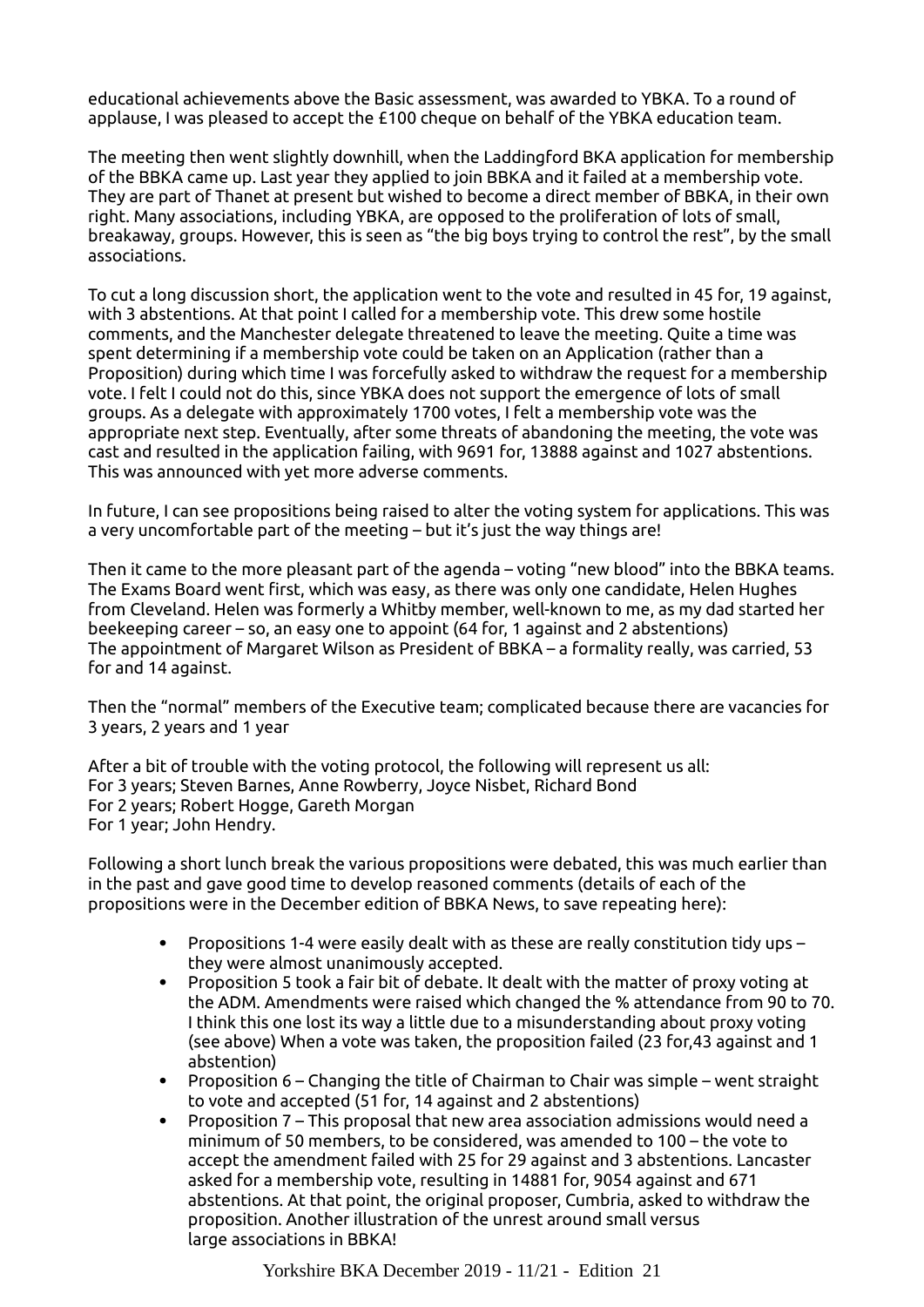educational achievements above the Basic assessment, was awarded to YBKA. To a round of applause, I was pleased to accept the £100 cheque on behalf of the YBKA education team.

The meeting then went slightly downhill, when the Laddingford BKA application for membership of the BBKA came up. Last year they applied to join BBKA and it failed at a membership vote. They are part of Thanet at present but wished to become a direct member of BBKA, in their own right. Many associations, including YBKA, are opposed to the proliferation of lots of small, breakaway, groups. However, this is seen as "the big boys trying to control the rest", by the small associations.

To cut a long discussion short, the application went to the vote and resulted in 45 for, 19 against, with 3 abstentions. At that point I called for a membership vote. This drew some hostile comments, and the Manchester delegate threatened to leave the meeting. Quite a time was spent determining if a membership vote could be taken on an Application (rather than a Proposition) during which time I was forcefully asked to withdraw the request for a membership vote. I felt I could not do this, since YBKA does not support the emergence of lots of small groups. As a delegate with approximately 1700 votes, I felt a membership vote was the appropriate next step. Eventually, after some threats of abandoning the meeting, the vote was cast and resulted in the application failing, with 9691 for, 13888 against and 1027 abstentions. This was announced with yet more adverse comments.

In future, I can see propositions being raised to alter the voting system for applications. This was a very uncomfortable part of the meeting – but it's just the way things are!

Then it came to the more pleasant part of the agenda – voting "new blood" into the BBKA teams. The Exams Board went first, which was easy, as there was only one candidate, Helen Hughes from Cleveland. Helen was formerly a Whitby member, well-known to me, as my dad started her beekeeping career – so, an easy one to appoint (64 for, 1 against and 2 abstentions)
The appointment of Margaret Wilson as President of BBKA – a formality really, was carried, 53 for and 14 against.

Then the "normal" members of the Executive team; complicated because there are vacancies for 3 years, 2 years and 1 year

After a bit of trouble with the voting protocol, the following will represent us all:
For 3 years; Steven Barnes, Anne Rowberry, Joyce Nisbet, Richard Bond
For 2 years; Robert Hogge, Gareth Morgan
For 1 year; John Hendry.

Following a short lunch break the various propositions were debated, this was much earlier than in the past and gave good time to develop reasoned comments (details of each of the propositions were in the December edition of BBKA News, to save repeating here):

- Propositions 1-4 were easily dealt with as these are really constitution tidy ups – they were almost unanimously accepted.
- Proposition 5 took a fair bit of debate. It dealt with the matter of proxy voting at the ADM. Amendments were raised which changed the % attendance from 90 to 70. I think this one lost its way a little due to a misunderstanding about proxy voting (see above) When a vote was taken, the proposition failed (23 for,43 against and 1 abstention)
- Proposition 6 – Changing the title of Chairman to Chair was simple – went straight to vote and accepted (51 for, 14 against and 2 abstentions)
- Proposition 7 – This proposal that new area association admissions would need a minimum of 50 members, to be considered, was amended to 100 – the vote to accept the amendment failed with 25 for 29 against and 3 abstentions. Lancaster asked for a membership vote, resulting in 14881 for, 9054 against and 671 abstentions. At that point, the original proposer, Cumbria, asked to withdraw the proposition. Another illustration of the unrest around small versus large associations in BBKA!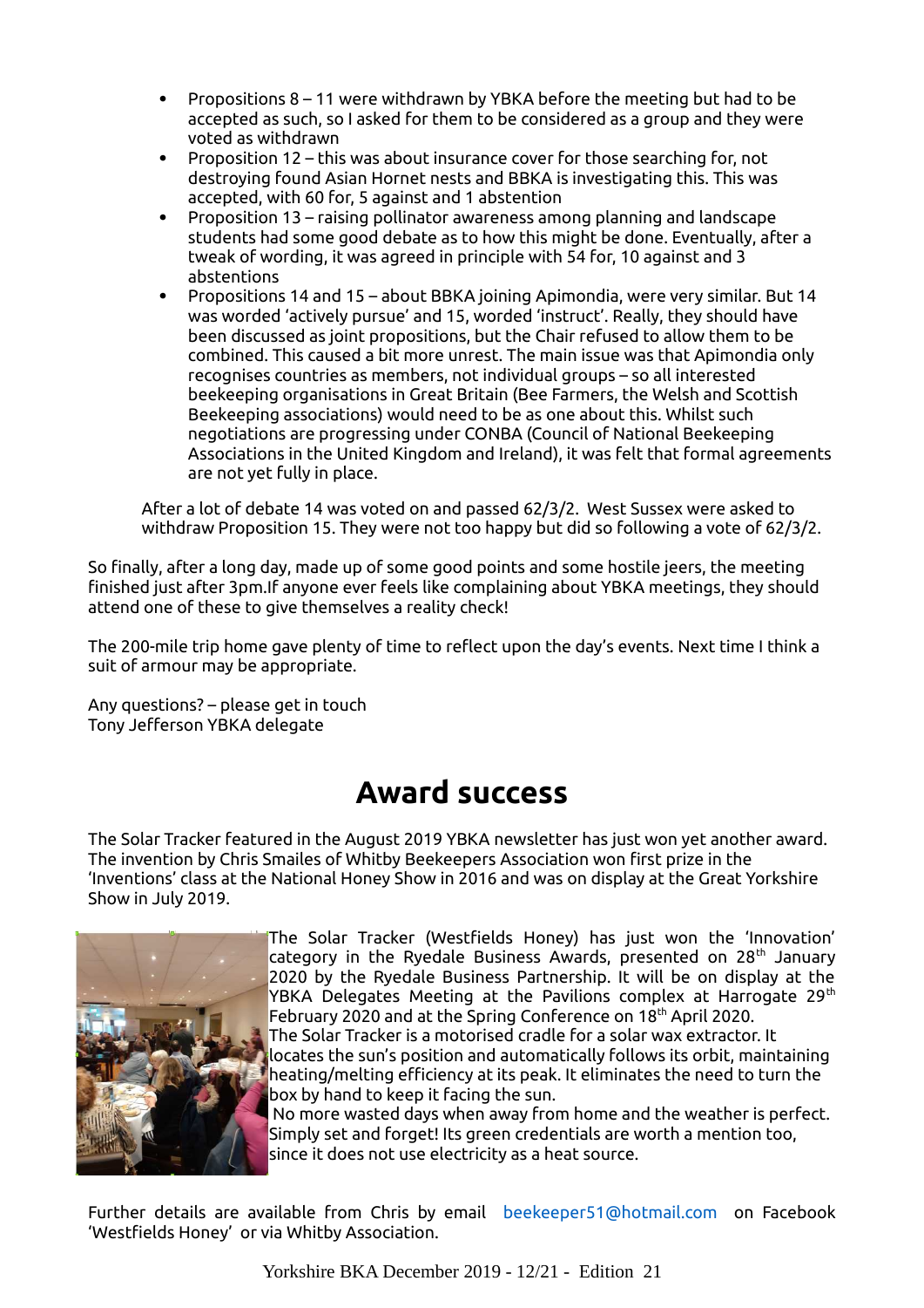- Propositions 8 – 11 were withdrawn by YBKA before the meeting but had to be accepted as such, so I asked for them to be considered as a group and they were voted as withdrawn
- Proposition 12 – this was about insurance cover for those searching for, not destroying found Asian Hornet nests and BBKA is investigating this. This was accepted, with 60 for, 5 against and 1 abstention
- Proposition 13 – raising pollinator awareness among planning and landscape students had some good debate as to how this might be done. Eventually, after a tweak of wording, it was agreed in principle with 54 for, 10 against and 3 abstentions
- Propositions 14 and 15 – about BBKA joining Apimondia, were very similar. But 14 was worded 'actively pursue' and 15, worded 'instruct'. Really, they should have been discussed as joint propositions, but the Chair refused to allow them to be combined. This caused a bit more unrest. The main issue was that Apimondia only recognises countries as members, not individual groups – so all interested beekeeping organisations in Great Britain (Bee Farmers, the Welsh and Scottish Beekeeping associations) would need to be as one about this. Whilst such negotiations are progressing under CONBA (Council of National Beekeeping Associations in the United Kingdom and Ireland), it was felt that formal agreements are not yet fully in place.

After a lot of debate 14 was voted on and passed 62/3/2. West Sussex were asked to withdraw Proposition 15. They were not too happy but did so following a vote of 62/3/2.

So finally, after a long day, made up of some good points and some hostile jeers, the meeting finished just after 3pm.If anyone ever feels like complaining about YBKA meetings, they should attend one of these to give themselves a reality check!

The 200-mile trip home gave plenty of time to reflect upon the day's events. Next time I think a suit of armour may be appropriate.

Any questions? – please get in touch
Tony Jefferson YBKA delegate

# Award success

The Solar Tracker featured in the August 2019 YBKA newsletter has just won yet another award. The invention by Chris Smailes of Whitby Beekeepers Association won first prize in the 'Inventions' class at the National Honey Show in 2016 and was on display at the Great Yorkshire Show in July 2019.

The Solar Tracker (Westfields Honey) has just won the 'Innovation' category in the Ryedale Business Awards, presented on 28th January 2020 by the Ryedale Business Partnership. It will be on display at the YBKA Delegates Meeting at the Pavilions complex at Harrogate 29th February 2020 and at the Spring Conference on 18th April 2020.

The Solar Tracker is a motorised cradle for a solar wax extractor. It locates the sun's position and automatically follows its orbit, maintaining heating/melting efficiency at its peak. It eliminates the need to turn the box by hand to keep it facing the sun.

No more wasted days when away from home and the weather is perfect. Simply set and forget! Its green credentials are worth a mention too, since it does not use electricity as a heat source.

Further details are available from Chris by email beekeeper51@hotmail.com on Facebook 'Westfields Honey' or via Whitby Association.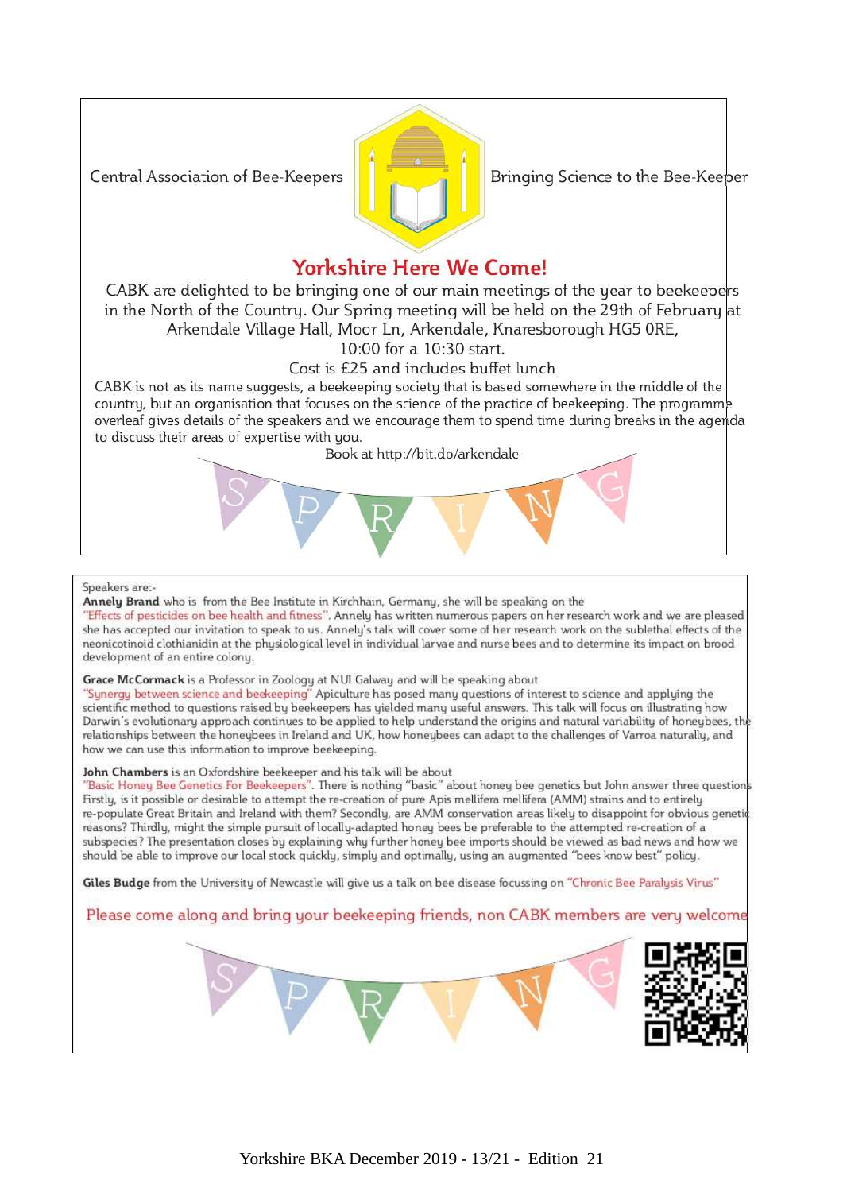Central Association of Bee-Keepers — Bringing Science to the Bee-Keeper

## Yorkshire Here We Come!

CABK are delighted to be bringing one of our main meetings of the year to beekeepers in the North of the Country. Our Spring meeting will be held on the 29th of February at Arkendale Village Hall, Moor Ln, Arkendale, Knaresborough HG5 0RE,

10:00 for a 10:30 start.

Cost is £25 and includes buffet lunch

CABK is not as its name suggests, a beekeeping society that is based somewhere in the middle of the country, but an organisation that focuses on the science of the practice of beekeeping. The programme overleaf gives details of the speakers and we encourage them to spend time during breaks in the agenda to discuss their areas of expertise with you.

Book at http://bit.do/arkendale

S P R I N G

Speakers are:-

**Annely Brand** who is from the Bee Institute in Kirchhain, Germany, she will be speaking on the "Effects of pesticides on bee health and fitness". Annely has written numerous papers on her research work and we are pleased she has accepted our invitation to speak to us. Annely's talk will cover some of her research work on the sublethal effects of the neonicotinoid clothianidin at the physiological level in individual larvae and nurse bees and to determine its impact on brood development of an entire colony.

**Grace McCormack** is a Professor in Zoology at NUI Galway and will be speaking about "Synergy between science and beekeeping" Apiculture has posed many questions of interest to science and applying the scientific method to questions raised by beekeepers has yielded many useful answers. This talk will focus on illustrating how Darwin's evolutionary approach continues to be applied to help understand the origins and natural variability of honeybees, the relationships between the honeybees in Ireland and UK, how honeybees can adapt to the challenges of Varroa naturally, and how we can use this information to improve beekeeping.

**John Chambers** is an Oxfordshire beekeeper and his talk will be about "Basic Honey Bee Genetics For Beekeepers". There is nothing "basic" about honey bee genetics but John answer three questions. Firstly, is it possible or desirable to attempt the re-creation of pure Apis mellifera mellifera (AMM) strains and to entirely re-populate Great Britain and Ireland with them? Secondly, are AMM conservation areas likely to disappoint for obvious genetic reasons? Thirdly, might the simple pursuit of locally-adapted honey bees be preferable to the attempted re-creation of a subspecies? The presentation closes by explaining why further honey bee imports should be viewed as bad news and how we should be able to improve our local stock quickly, simply and optimally, using an augmented "bees know best" policy.

**Giles Budge** from the University of Newcastle will give us a talk on bee disease focussing on "Chronic Bee Paralysis Virus"

Please come along and bring your beekeeping friends, non CABK members are very welcome

S P R I N G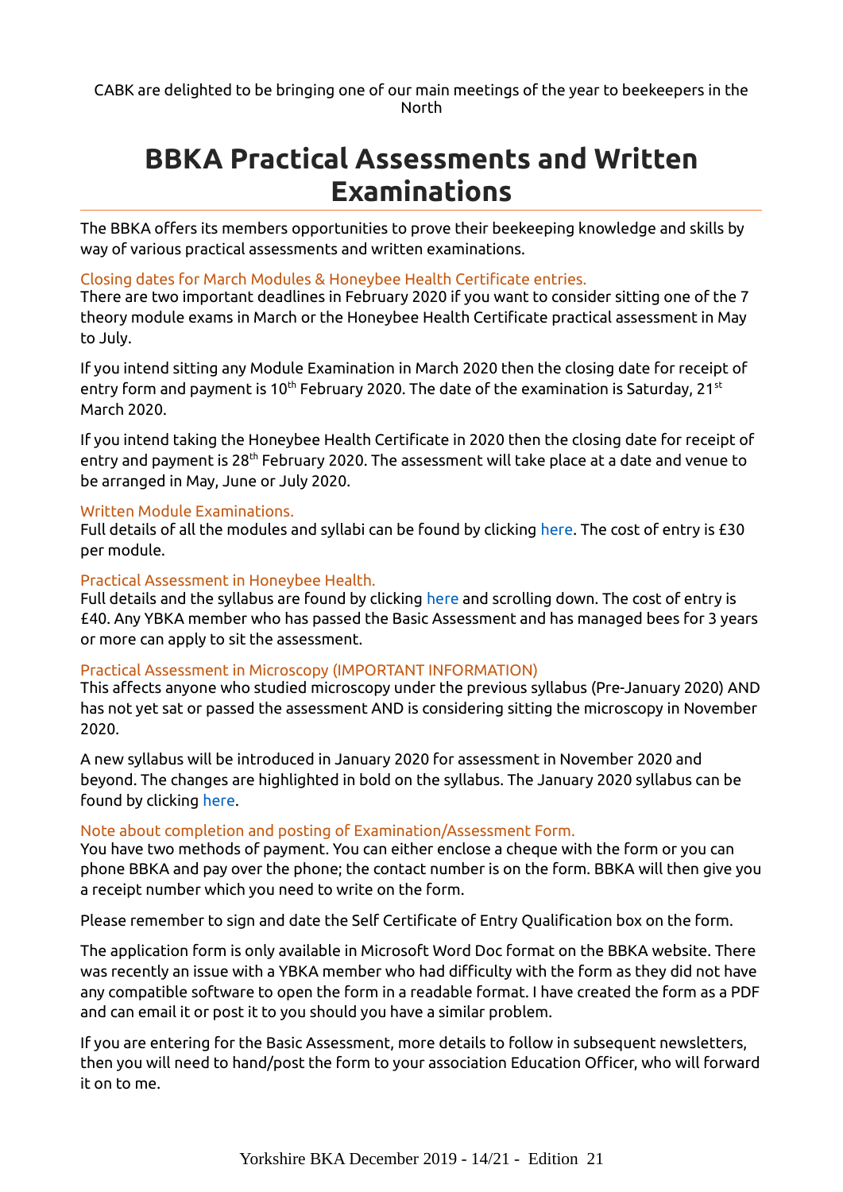CABK are delighted to be bringing one of our main meetings of the year to beekeepers in the North

# BBKA Practical Assessments and Written Examinations

The BBKA offers its members opportunities to prove their beekeeping knowledge and skills by way of various practical assessments and written examinations.

### Closing dates for March Modules & Honeybee Health Certificate entries.

There are two important deadlines in February 2020 if you want to consider sitting one of the 7 theory module exams in March or the Honeybee Health Certificate practical assessment in May to July.

If you intend sitting any Module Examination in March 2020 then the closing date for receipt of entry form and payment is 10th February 2020. The date of the examination is Saturday, 21st March 2020.

If you intend taking the Honeybee Health Certificate in 2020 then the closing date for receipt of entry and payment is 28th February 2020. The assessment will take place at a date and venue to be arranged in May, June or July 2020.

### Written Module Examinations.

Full details of all the modules and syllabi can be found by clicking here. The cost of entry is £30 per module.

### Practical Assessment in Honeybee Health.

Full details and the syllabus are found by clicking here and scrolling down. The cost of entry is £40. Any YBKA member who has passed the Basic Assessment and has managed bees for 3 years or more can apply to sit the assessment.

### Practical Assessment in Microscopy (IMPORTANT INFORMATION)

This affects anyone who studied microscopy under the previous syllabus (Pre-January 2020) AND has not yet sat or passed the assessment AND is considering sitting the microscopy in November 2020.

A new syllabus will be introduced in January 2020 for assessment in November 2020 and beyond. The changes are highlighted in bold on the syllabus. The January 2020 syllabus can be found by clicking here.

### Note about completion and posting of Examination/Assessment Form.

You have two methods of payment. You can either enclose a cheque with the form or you can phone BBKA and pay over the phone; the contact number is on the form. BBKA will then give you a receipt number which you need to write on the form.

Please remember to sign and date the Self Certificate of Entry Qualification box on the form.

The application form is only available in Microsoft Word Doc format on the BBKA website. There was recently an issue with a YBKA member who had difficulty with the form as they did not have any compatible software to open the form in a readable format. I have created the form as a PDF and can email it or post it to you should you have a similar problem.

If you are entering for the Basic Assessment, more details to follow in subsequent newsletters, then you will need to hand/post the form to your association Education Officer, who will forward it on to me.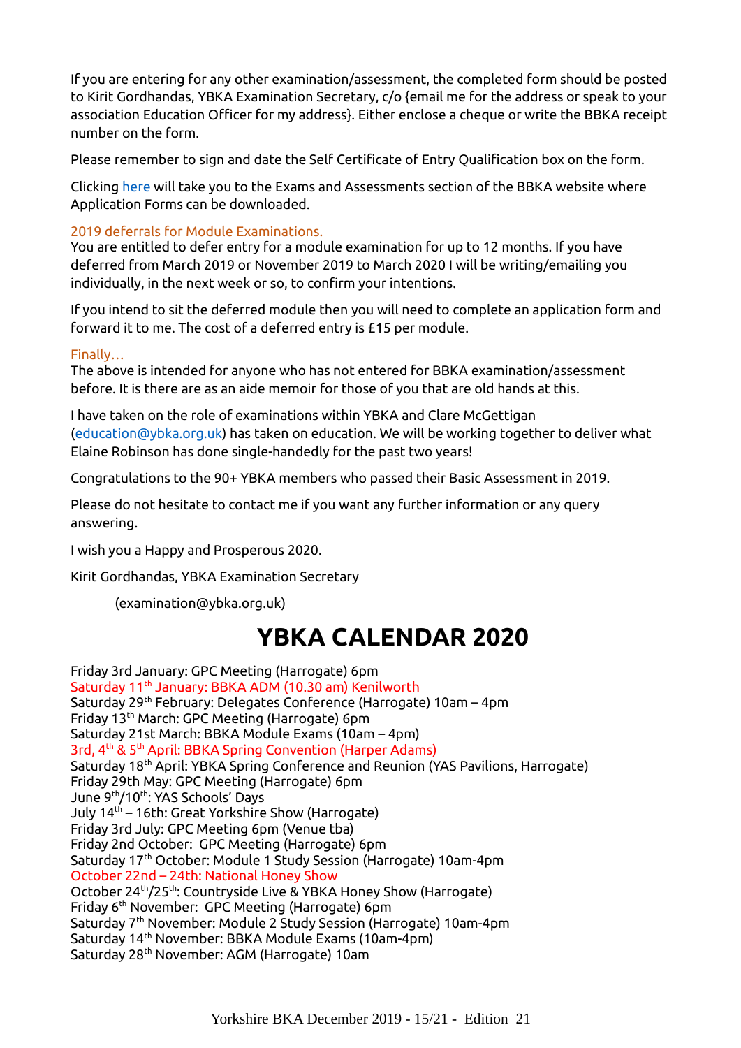If you are entering for any other examination/assessment, the completed form should be posted to Kirit Gordhandas, YBKA Examination Secretary, c/o {email me for the address or speak to your association Education Officer for my address}. Either enclose a cheque or write the BBKA receipt number on the form.

Please remember to sign and date the Self Certificate of Entry Qualification box on the form.

Clicking here will take you to the Exams and Assessments section of the BBKA website where Application Forms can be downloaded.

### 2019 deferrals for Module Examinations.

You are entitled to defer entry for a module examination for up to 12 months. If you have deferred from March 2019 or November 2019 to March 2020 I will be writing/emailing you individually, in the next week or so, to confirm your intentions.

If you intend to sit the deferred module then you will need to complete an application form and forward it to me. The cost of a deferred entry is £15 per module.

### Finally…

The above is intended for anyone who has not entered for BBKA examination/assessment before. It is there are as an aide memoir for those of you that are old hands at this.

I have taken on the role of examinations within YBKA and Clare McGettigan (education@ybka.org.uk) has taken on education. We will be working together to deliver what Elaine Robinson has done single-handedly for the past two years!

Congratulations to the 90+ YBKA members who passed their Basic Assessment in 2019.

Please do not hesitate to contact me if you want any further information or any query answering.

I wish you a Happy and Prosperous 2020.

Kirit Gordhandas, YBKA Examination Secretary

(examination@ybka.org.uk)

# YBKA CALENDAR 2020

Friday 3rd January: GPC Meeting (Harrogate) 6pm  
Saturday 11th January: BBKA ADM (10.30 am) Kenilworth  
Saturday 29th February: Delegates Conference (Harrogate) 10am – 4pm  
Friday 13th March: GPC Meeting (Harrogate) 6pm  
Saturday 21st March: BBKA Module Exams (10am – 4pm)  
3rd, 4th & 5th April: BBKA Spring Convention (Harper Adams)  
Saturday 18th April: YBKA Spring Conference and Reunion (YAS Pavilions, Harrogate)  
Friday 29th May: GPC Meeting (Harrogate) 6pm  
June 9th/10th: YAS Schools' Days  
July 14th – 16th: Great Yorkshire Show (Harrogate)  
Friday 3rd July: GPC Meeting 6pm (Venue tba)  
Friday 2nd October: GPC Meeting (Harrogate) 6pm  
Saturday 17th October: Module 1 Study Session (Harrogate) 10am-4pm  
October 22nd – 24th: National Honey Show  
October 24th/25th: Countryside Live & YBKA Honey Show (Harrogate)  
Friday 6th November: GPC Meeting (Harrogate) 6pm  
Saturday 7th November: Module 2 Study Session (Harrogate) 10am-4pm  
Saturday 14th November: BBKA Module Exams (10am-4pm)  
Saturday 28th November: AGM (Harrogate) 10am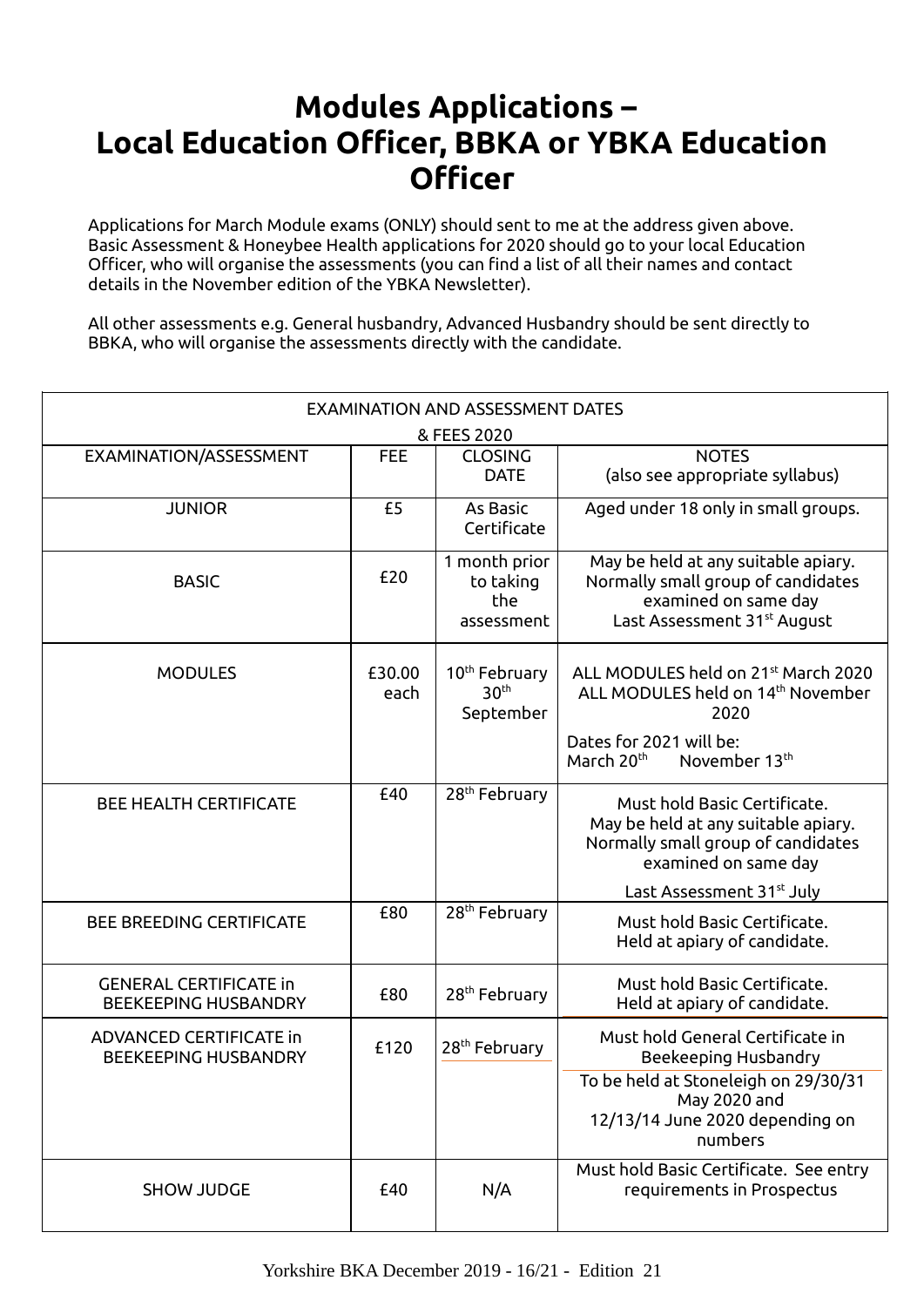# Modules Applications – Local Education Officer, BBKA or YBKA Education Officer

Applications for March Module exams (ONLY) should sent to me at the address given above. Basic Assessment & Honeybee Health applications for 2020 should go to your local Education Officer, who will organise the assessments (you can find a list of all their names and contact details in the November edition of the YBKA Newsletter).

All other assessments e.g. General husbandry, Advanced Husbandry should be sent directly to BBKA, who will organise the assessments directly with the candidate.

| EXAMINATION AND ASSESSMENT DATES & FEES 2020 | | | |
|---|---|---|---|
| EXAMINATION/ASSESSMENT | FEE | CLOSING DATE | NOTES (also see appropriate syllabus) |
| JUNIOR | £5 | As Basic Certificate | Aged under 18 only in small groups. |
| BASIC | £20 | 1 month prior to taking the assessment | May be held at any suitable apiary. Normally small group of candidates examined on same day Last Assessment 31st August |
| MODULES | £30.00 each | 10th February 30th September | ALL MODULES held on 21st March 2020 ALL MODULES held on 14th November 2020<br>Dates for 2021 will be: March 20th November 13th |
| BEE HEALTH CERTIFICATE | £40 | 28th February | Must hold Basic Certificate. May be held at any suitable apiary. Normally small group of candidates examined on same day<br>Last Assessment 31st July |
| BEE BREEDING CERTIFICATE | £80 | 28th February | Must hold Basic Certificate. Held at apiary of candidate. |
| GENERAL CERTIFICATE in BEEKEEPING HUSBANDRY | £80 | 28th February | Must hold Basic Certificate. Held at apiary of candidate. |
| ADVANCED CERTIFICATE in BEEKEEPING HUSBANDRY | £120 | 28th February | Must hold General Certificate in Beekeeping Husbandry<br>To be held at Stoneleigh on 29/30/31 May 2020 and 12/13/14 June 2020 depending on numbers |
| SHOW JUDGE | £40 | N/A | Must hold Basic Certificate. See entry requirements in Prospectus |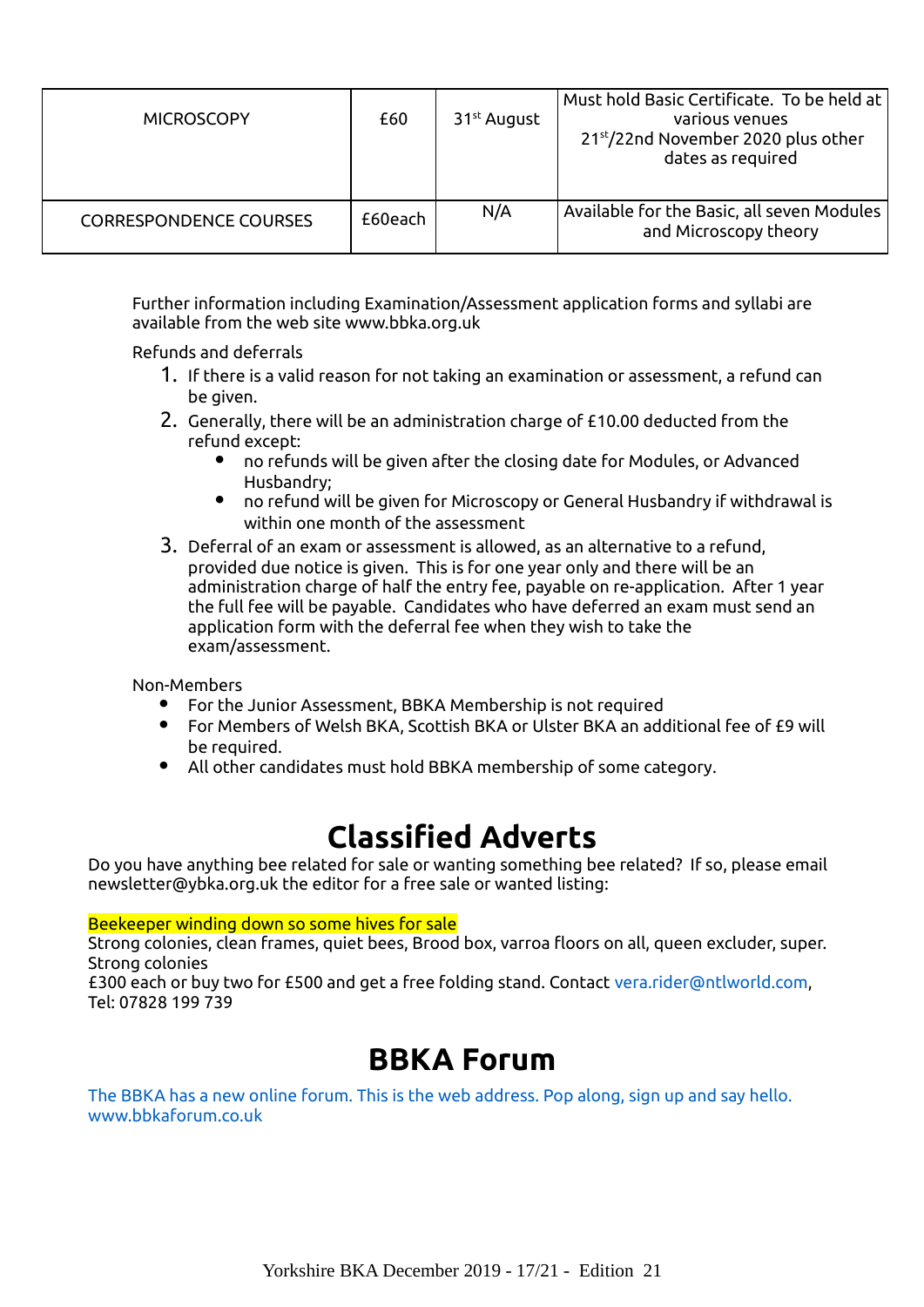| MICROSCOPY | £60 | 31st August | Must hold Basic Certificate. To be held at various venues 21st/22nd November 2020 plus other dates as required |
|---|---|---|---|
| CORRESPONDENCE COURSES | £60each | N/A | Available for the Basic, all seven Modules and Microscopy theory |

Further information including Examination/Assessment application forms and syllabi are available from the web site www.bbka.org.uk

Refunds and deferrals

1. If there is a valid reason for not taking an examination or assessment, a refund can be given.
2. Generally, there will be an administration charge of £10.00 deducted from the refund except:
   - no refunds will be given after the closing date for Modules, or Advanced Husbandry;
   - no refund will be given for Microscopy or General Husbandry if withdrawal is within one month of the assessment
3. Deferral of an exam or assessment is allowed, as an alternative to a refund, provided due notice is given. This is for one year only and there will be an administration charge of half the entry fee, payable on re-application. After 1 year the full fee will be payable. Candidates who have deferred an exam must send an application form with the deferral fee when they wish to take the exam/assessment.

Non-Members

- For the Junior Assessment, BBKA Membership is not required
- For Members of Welsh BKA, Scottish BKA or Ulster BKA an additional fee of £9 will be required.
- All other candidates must hold BBKA membership of some category.

# Classified Adverts

Do you have anything bee related for sale or wanting something bee related? If so, please email newsletter@ybka.org.uk the editor for a free sale or wanted listing:

Beekeeper winding down so some hives for sale

Strong colonies, clean frames, quiet bees, Brood box, varroa floors on all, queen excluder, super. Strong colonies

£300 each or buy two for £500 and get a free folding stand. Contact vera.rider@ntlworld.com, Tel: 07828 199 739

# BBKA Forum

The BBKA has a new online forum. This is the web address. Pop along, sign up and say hello. www.bbkaforum.co.uk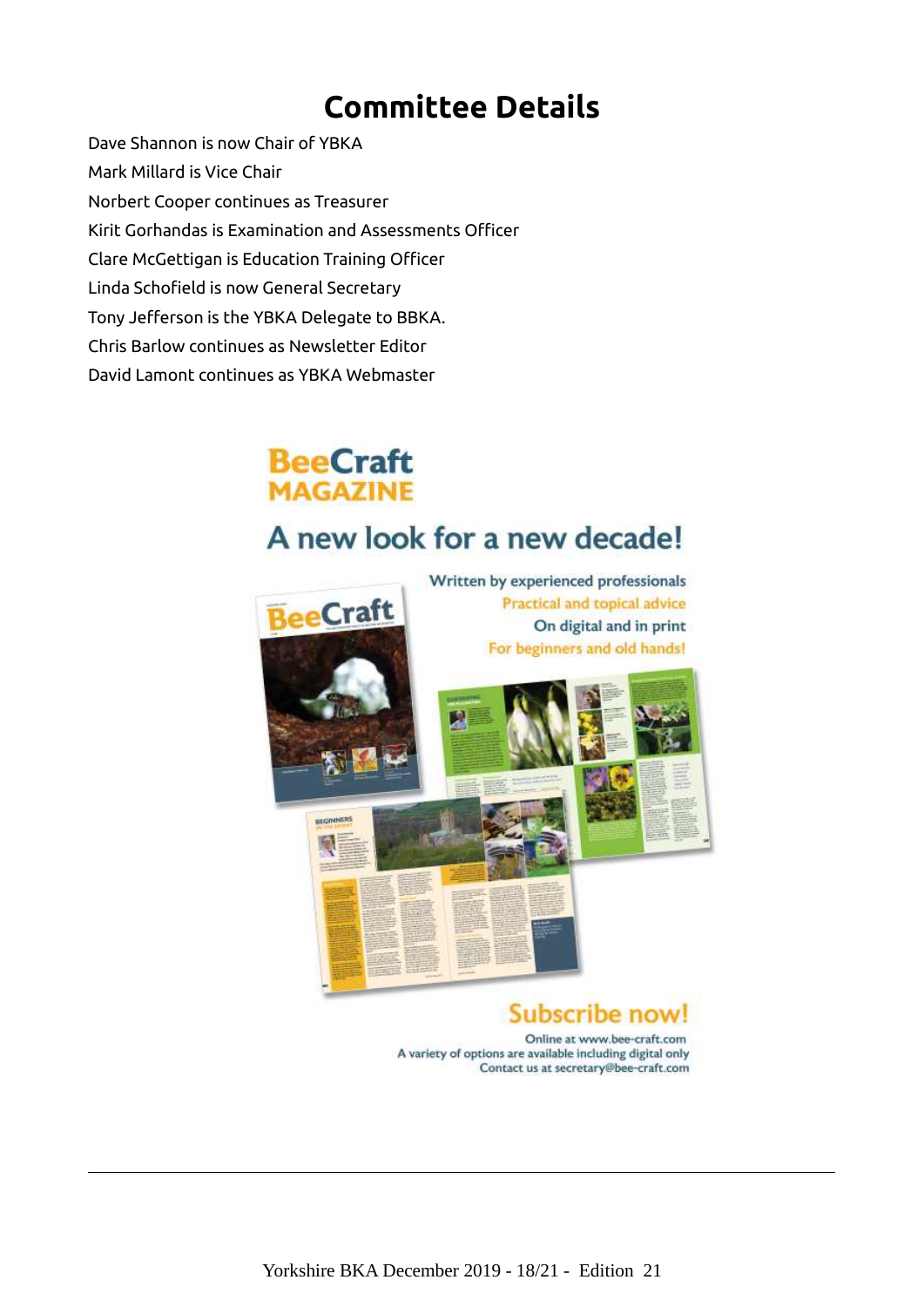# Committee Details

Dave Shannon is now Chair of YBKA

Mark Millard is Vice Chair

Norbert Cooper continues as Treasurer

Kirit Gorhandas is Examination and Assessments Officer

Clare McGettigan is Education Training Officer

Linda Schofield is now General Secretary

Tony Jefferson is the YBKA Delegate to BBKA.

Chris Barlow continues as Newsletter Editor

David Lamont continues as YBKA Webmaster

**BeeCraft MAGAZINE**

## A new look for a new decade!

Written by experienced professionals

Practical and topical advice

On digital and in print

For beginners and old hands!

**Subscribe now!**

Online at www.bee-craft.com

A variety of options are available including digital only

Contact us at secretary@bee-craft.com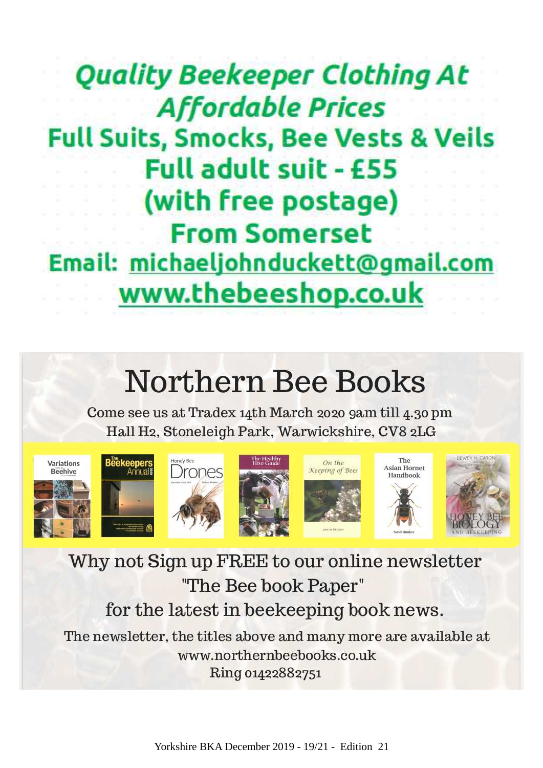# Quality Beekeeper Clothing At Affordable Prices

**Full Suits, Smocks, Bee Vests & Veils**

**Full adult suit - £55**

**(with free postage)**

**From Somerset**

**Email: michaeljohnduckett@gmail.com**

**www.thebeeshop.co.uk**

# Northern Bee Books

Come see us at Tradex 14th March 2020 9am till 4.30 pm
Hall H2, Stoneleigh Park, Warwickshire, CV8 2LG

Why not Sign up FREE to our online newsletter
"The Bee book Paper"
for the latest in beekeeping book news.

The newsletter, the titles above and many more are available at
www.northernbeebooks.co.uk
Ring 01422882751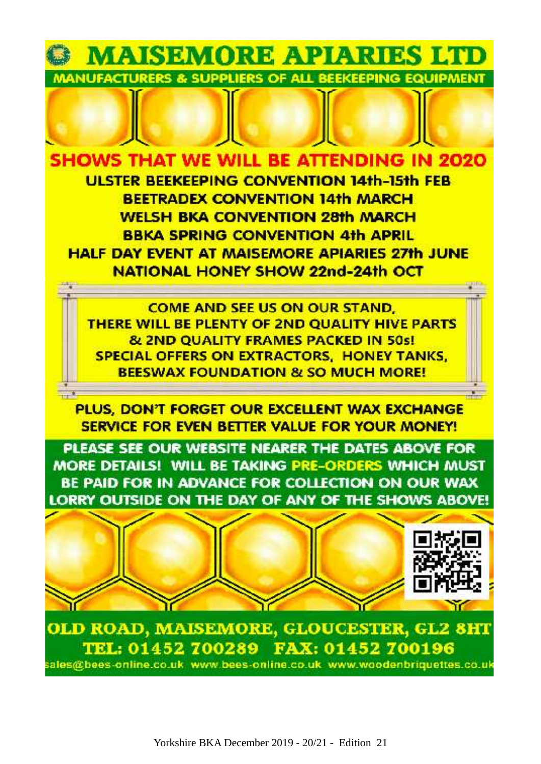# MAISEMORE APIARIES LTD

**MANUFACTURERS & SUPPLIERS OF ALL BEEKEEPING EQUIPMENT**

## SHOWS THAT WE WILL BE ATTENDING IN 2020

**ULSTER BEEKEEPING CONVENTION 14th-15th FEB**
**BEETRADEX CONVENTION 14th MARCH**
**WELSH BKA CONVENTION 28th MARCH**
**BBKA SPRING CONVENTION 4th APRIL**
**HALF DAY EVENT AT MAISEMORE APIARIES 27th JUNE**
**NATIONAL HONEY SHOW 22nd-24th OCT**

**COME AND SEE US ON OUR STAND, THERE WILL BE PLENTY OF 2ND QUALITY HIVE PARTS & 2ND QUALITY FRAMES PACKED IN 50s! SPECIAL OFFERS ON EXTRACTORS, HONEY TANKS, BEESWAX FOUNDATION & SO MUCH MORE!**

**PLUS, DON'T FORGET OUR EXCELLENT WAX EXCHANGE SERVICE FOR EVEN BETTER VALUE FOR YOUR MONEY!**

**PLEASE SEE OUR WEBSITE NEARER THE DATES ABOVE FOR MORE DETAILS! WILL BE TAKING PRE-ORDERS WHICH MUST BE PAID FOR IN ADVANCE FOR COLLECTION ON OUR WAX LORRY OUTSIDE ON THE DAY OF ANY OF THE SHOWS ABOVE!**

**OLD ROAD, MAISEMORE, GLOUCESTER, GL2 8HT**
**TEL: 01452 700289 FAX: 01452 700196**

sales@bees-online.co.uk www.bees-online.co.uk www.woodenbriquettes.co.uk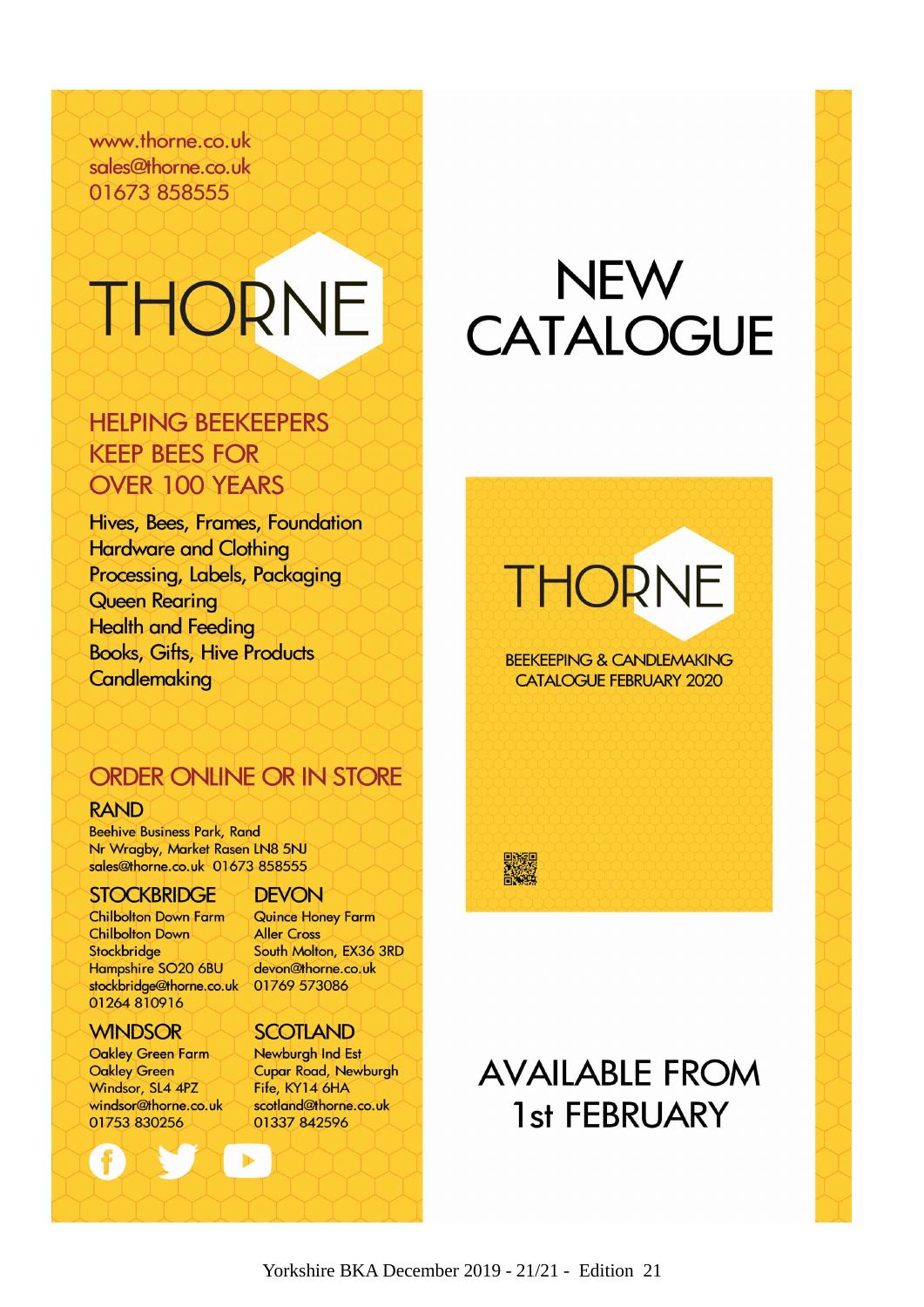www.thorne.co.uk
sales@thorne.co.uk
01673 858555

# THORNE

## HELPING BEEKEEPERS KEEP BEES FOR OVER 100 YEARS

Hives, Bees, Frames, Foundation
Hardware and Clothing
Processing, Labels, Packaging
Queen Rearing
Health and Feeding
Books, Gifts, Hive Products
Candlemaking

## ORDER ONLINE OR IN STORE

### RAND
Beehive Business Park, Rand
Nr Wragby, Market Rasen LN8 5NJ
sales@thorne.co.uk 01673 858555

### STOCKBRIDGE
Chilbolton Down Farm
Chilbolton Down
Stockbridge
Hampshire SO20 6BU
stockbridge@thorne.co.uk
01264 810916

### DEVON
Quince Honey Farm
Aller Cross
South Molton, EX36 3RD
devon@thorne.co.uk
01769 573086

### WINDSOR
Oakley Green Farm
Oakley Green
Windsor, SL4 4PZ
windsor@thorne.co.uk
01753 830256

### SCOTLAND
Newburgh Ind Est
Cupar Road, Newburgh
Fife, KY14 6HA
scotland@thorne.co.uk
01337 842596

# NEW CATALOGUE

THORNE

BEEKEEPING & CANDLEMAKING CATALOGUE FEBRUARY 2020

## AVAILABLE FROM 1st FEBRUARY